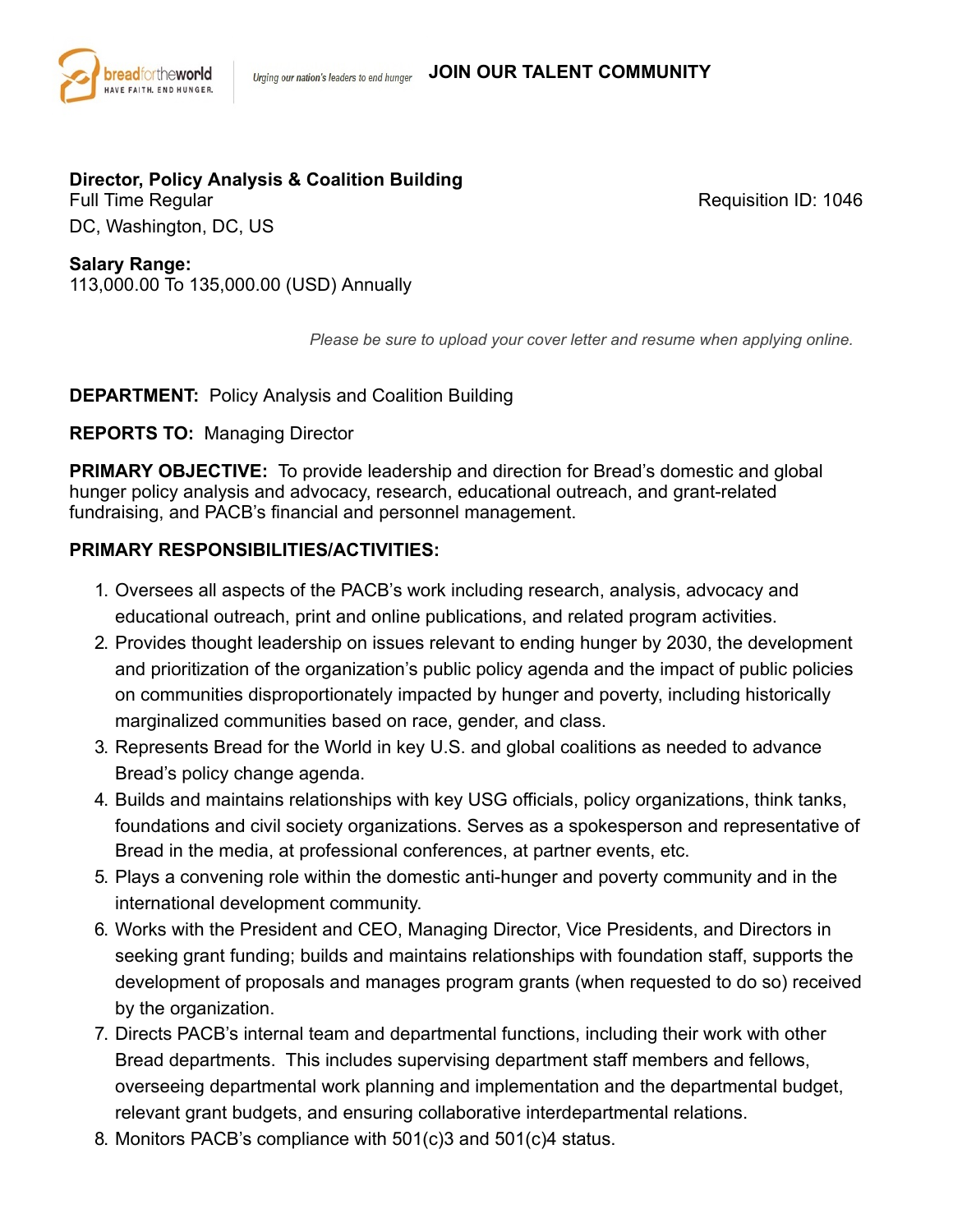breadfortheworld
HAVE FAITH. END HUNGER.

*Urging our nation's leaders to end hunger*

**JOIN OUR TALENT COMMUNITY**

**Director, Policy Analysis & Coalition Building**
Full Time Regular

Requisition ID: 1046

DC, Washington, DC, US

**Salary Range:**
113,000.00 To 135,000.00 (USD) Annually

*Please be sure to upload your cover letter and resume when applying online.*

**DEPARTMENT:** Policy Analysis and Coalition Building

**REPORTS TO:** Managing Director

**PRIMARY OBJECTIVE:** To provide leadership and direction for Bread's domestic and global hunger policy analysis and advocacy, research, educational outreach, and grant-related fundraising, and PACB's financial and personnel management.

**PRIMARY RESPONSIBILITIES/ACTIVITIES:**

1. Oversees all aspects of the PACB's work including research, analysis, advocacy and educational outreach, print and online publications, and related program activities.
2. Provides thought leadership on issues relevant to ending hunger by 2030, the development and prioritization of the organization's public policy agenda and the impact of public policies on communities disproportionately impacted by hunger and poverty, including historically marginalized communities based on race, gender, and class.
3. Represents Bread for the World in key U.S. and global coalitions as needed to advance Bread's policy change agenda.
4. Builds and maintains relationships with key USG officials, policy organizations, think tanks, foundations and civil society organizations. Serves as a spokesperson and representative of Bread in the media, at professional conferences, at partner events, etc.
5. Plays a convening role within the domestic anti-hunger and poverty community and in the international development community.
6. Works with the President and CEO, Managing Director, Vice Presidents, and Directors in seeking grant funding; builds and maintains relationships with foundation staff, supports the development of proposals and manages program grants (when requested to do so) received by the organization.
7. Directs PACB's internal team and departmental functions, including their work with other Bread departments. This includes supervising department staff members and fellows, overseeing departmental work planning and implementation and the departmental budget, relevant grant budgets, and ensuring collaborative interdepartmental relations.
8. Monitors PACB's compliance with 501(c)3 and 501(c)4 status.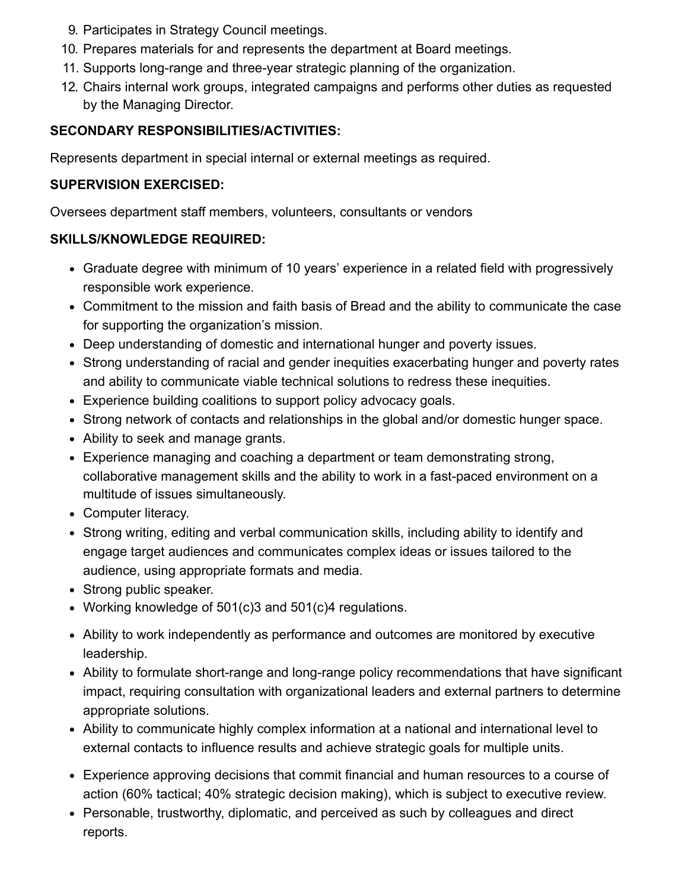9. Participates in Strategy Council meetings.
10. Prepares materials for and represents the department at Board meetings.
11. Supports long-range and three-year strategic planning of the organization.
12. Chairs internal work groups, integrated campaigns and performs other duties as requested by the Managing Director.

**SECONDARY RESPONSIBILITIES/ACTIVITIES:**

Represents department in special internal or external meetings as required.

**SUPERVISION EXERCISED:**

Oversees department staff members, volunteers, consultants or vendors

**SKILLS/KNOWLEDGE REQUIRED:**

- Graduate degree with minimum of 10 years' experience in a related field with progressively responsible work experience.
- Commitment to the mission and faith basis of Bread and the ability to communicate the case for supporting the organization's mission.
- Deep understanding of domestic and international hunger and poverty issues.
- Strong understanding of racial and gender inequities exacerbating hunger and poverty rates and ability to communicate viable technical solutions to redress these inequities.
- Experience building coalitions to support policy advocacy goals.
- Strong network of contacts and relationships in the global and/or domestic hunger space.
- Ability to seek and manage grants.
- Experience managing and coaching a department or team demonstrating strong, collaborative management skills and the ability to work in a fast-paced environment on a multitude of issues simultaneously.
- Computer literacy.
- Strong writing, editing and verbal communication skills, including ability to identify and engage target audiences and communicates complex ideas or issues tailored to the audience, using appropriate formats and media.
- Strong public speaker.
- Working knowledge of 501(c)3 and 501(c)4 regulations.
- Ability to work independently as performance and outcomes are monitored by executive leadership.
- Ability to formulate short-range and long-range policy recommendations that have significant impact, requiring consultation with organizational leaders and external partners to determine appropriate solutions.
- Ability to communicate highly complex information at a national and international level to external contacts to influence results and achieve strategic goals for multiple units.
- Experience approving decisions that commit financial and human resources to a course of action (60% tactical; 40% strategic decision making), which is subject to executive review.
- Personable, trustworthy, diplomatic, and perceived as such by colleagues and direct reports.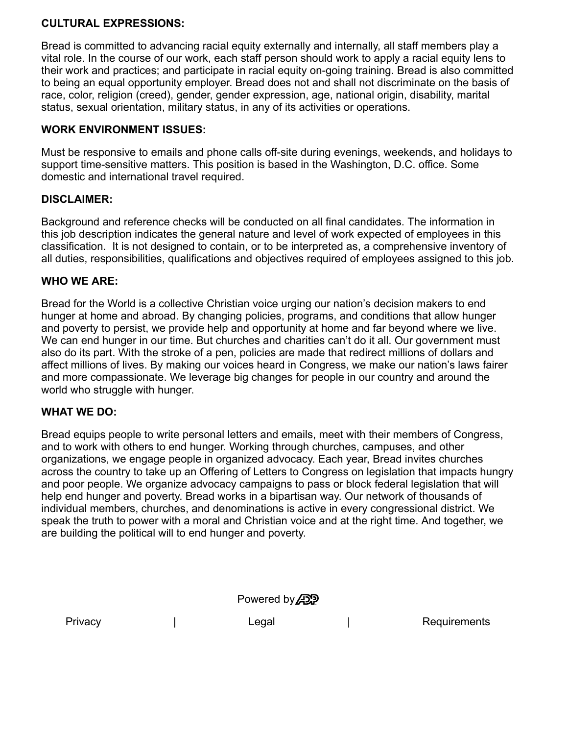**CULTURAL EXPRESSIONS:**

Bread is committed to advancing racial equity externally and internally, all staff members play a vital role. In the course of our work, each staff person should work to apply a racial equity lens to their work and practices; and participate in racial equity on-going training. Bread is also committed to being an equal opportunity employer. Bread does not and shall not discriminate on the basis of race, color, religion (creed), gender, gender expression, age, national origin, disability, marital status, sexual orientation, military status, in any of its activities or operations.

**WORK ENVIRONMENT ISSUES:**

Must be responsive to emails and phone calls off-site during evenings, weekends, and holidays to support time-sensitive matters. This position is based in the Washington, D.C. office. Some domestic and international travel required.

**DISCLAIMER:**

Background and reference checks will be conducted on all final candidates. The information in this job description indicates the general nature and level of work expected of employees in this classification. It is not designed to contain, or to be interpreted as, a comprehensive inventory of all duties, responsibilities, qualifications and objectives required of employees assigned to this job.

**WHO WE ARE:**

Bread for the World is a collective Christian voice urging our nation's decision makers to end hunger at home and abroad. By changing policies, programs, and conditions that allow hunger and poverty to persist, we provide help and opportunity at home and far beyond where we live. We can end hunger in our time. But churches and charities can't do it all. Our government must also do its part. With the stroke of a pen, policies are made that redirect millions of dollars and affect millions of lives. By making our voices heard in Congress, we make our nation's laws fairer and more compassionate. We leverage big changes for people in our country and around the world who struggle with hunger.

**WHAT WE DO:**

Bread equips people to write personal letters and emails, meet with their members of Congress, and to work with others to end hunger. Working through churches, campuses, and other organizations, we engage people in organized advocacy. Each year, Bread invites churches across the country to take up an Offering of Letters to Congress on legislation that impacts hungry and poor people. We organize advocacy campaigns to pass or block federal legislation that will help end hunger and poverty. Bread works in a bipartisan way. Our network of thousands of individual members, churches, and denominations is active in every congressional district. We speak the truth to power with a moral and Christian voice and at the right time. And together, we are building the political will to end hunger and poverty.

Powered by ADP

Privacy | Legal | Requirements